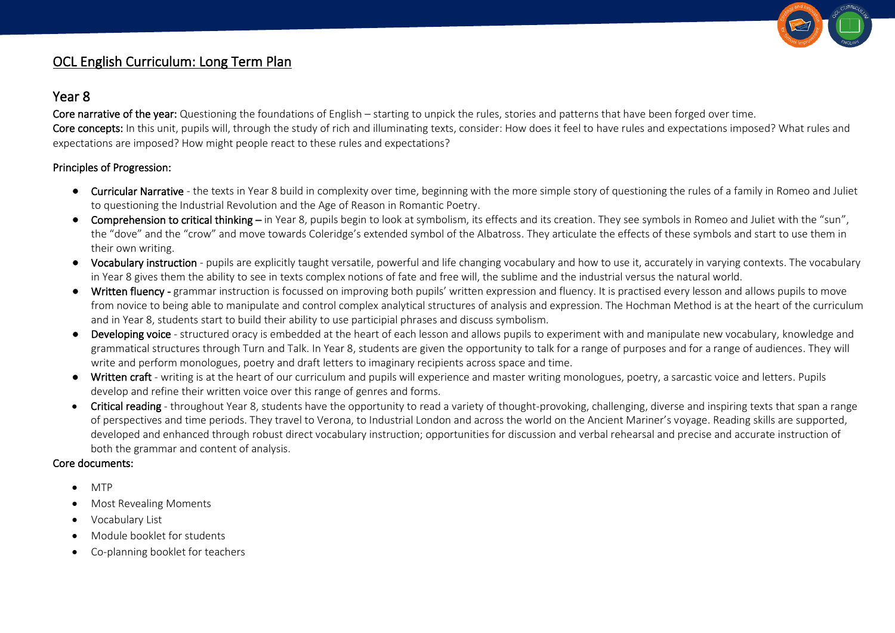# OCL English Curriculum: Long Term Plan

## Year 8

**Core narrative of the year:** Questioning the foundations of English – starting to unpick the rules, stories and patterns that have been forged over time.

**Core concepts:** In this unit, pupils will, through the study of rich and illuminating texts, consider: How does it feel to have rules and expectations imposed? What rules and expectations are imposed? How might people react to these rules and expectations?

### Principles of Progression:

- **Curricular Narrative** - the texts in Year 8 build in complexity over time, beginning with the more simple story of questioning the rules of a family in Romeo and Juliet to questioning the Industrial Revolution and the Age of Reason in Romantic Poetry.
- **Comprehension to critical thinking** – in Year 8, pupils begin to look at symbolism, its effects and its creation. They see symbols in Romeo and Juliet with the "sun", the "dove" and the "crow" and move towards Coleridge's extended symbol of the Albatross. They articulate the effects of these symbols and start to use them in their own writing.
- **Vocabulary instruction** - pupils are explicitly taught versatile, powerful and life changing vocabulary and how to use it, accurately in varying contexts. The vocabulary in Year 8 gives them the ability to see in texts complex notions of fate and free will, the sublime and the industrial versus the natural world.
- **Written fluency** - grammar instruction is focussed on improving both pupils' written expression and fluency. It is practised every lesson and allows pupils to move from novice to being able to manipulate and control complex analytical structures of analysis and expression. The Hochman Method is at the heart of the curriculum and in Year 8, students start to build their ability to use participial phrases and discuss symbolism.
- **Developing voice** - structured oracy is embedded at the heart of each lesson and allows pupils to experiment with and manipulate new vocabulary, knowledge and grammatical structures through Turn and Talk. In Year 8, students are given the opportunity to talk for a range of purposes and for a range of audiences. They will write and perform monologues, poetry and draft letters to imaginary recipients across space and time.
- **Written craft** - writing is at the heart of our curriculum and pupils will experience and master writing monologues, poetry, a sarcastic voice and letters. Pupils develop and refine their written voice over this range of genres and forms.
- **Critical reading** - throughout Year 8, students have the opportunity to read a variety of thought-provoking, challenging, diverse and inspiring texts that span a range of perspectives and time periods. They travel to Verona, to Industrial London and across the world on the Ancient Mariner's voyage. Reading skills are supported, developed and enhanced through robust direct vocabulary instruction; opportunities for discussion and verbal rehearsal and precise and accurate instruction of both the grammar and content of analysis.

### Core documents:

- MTP
- Most Revealing Moments
- Vocabulary List
- Module booklet for students
- Co-planning booklet for teachers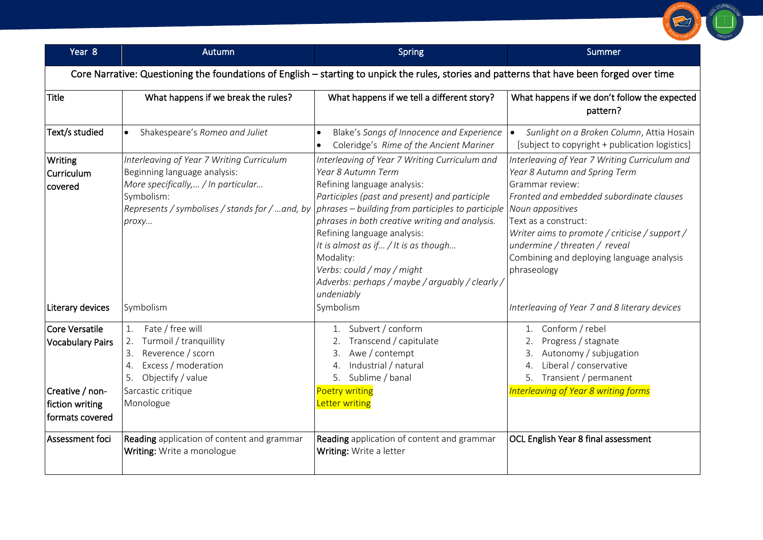| Year 8 | Autumn | Spring | Summer |
|---|---|---|---|
| Core Narrative: Questioning the foundations of English – starting to unpick the rules, stories and patterns that have been forged over time | | | |
| Title | What happens if we break the rules? | What happens if we tell a different story? | What happens if we don't follow the expected pattern? |
| Text/s studied | • Shakespeare's *Romeo and Juliet* | • Blake's *Songs of Innocence and Experience*<br>• Coleridge's *Rime of the Ancient Mariner* | • *Sunlight on a Broken Column*, Attia Hosain [subject to copyright + publication logistics] |
| Writing Curriculum covered | *Interleaving of Year 7 Writing Curriculum*<br>Beginning language analysis:<br>*More specifically,… / In particular…*<br>Symbolism:<br>*Represents / symbolises / stands for / …and, by proxy…* | *Interleaving of Year 7 Writing Curriculum and Year 8 Autumn Term*<br>Refining language analysis:<br>*Participles (past and present) and participle phrases – building from participles to participle phrases in both creative writing and analysis.*<br>Refining language analysis:<br>*It is almost as if… / It is as though…*<br>Modality:<br>*Verbs: could / may / might*<br>*Adverbs: perhaps / maybe / arguably / clearly / undeniably* | *Interleaving of Year 7 Writing Curriculum and Year 8 Autumn and Spring Term*<br>Grammar review:<br>*Fronted and embedded subordinate clauses*<br>*Noun appositives*<br>Text as a construct:<br>*Writer aims to promote / criticise / support / undermine / threaten / reveal*<br>Combining and deploying language analysis phraseology |
| Literary devices | Symbolism | Symbolism | *Interleaving of Year 7 and 8 literary devices* |
| Core Versatile Vocabulary Pairs | 1. Fate / free will<br>2. Turmoil / tranquillity<br>3. Reverence / scorn<br>4. Excess / moderation<br>5. Objectify / value | 1. Subvert / conform<br>2. Transcend / capitulate<br>3. Awe / contempt<br>4. Industrial / natural<br>5. Sublime / banal | 1. Conform / rebel<br>2. Progress / stagnate<br>3. Autonomy / subjugation<br>4. Liberal / conservative<br>5. Transient / permanent |
| Creative / non-fiction writing formats covered | Sarcastic critique<br>Monologue | Poetry writing<br>Letter writing | *Interleaving of Year 8 writing forms* |
| Assessment foci | **Reading** application of content and grammar<br>**Writing:** Write a monologue | **Reading** application of content and grammar<br>**Writing:** Write a letter | **OCL English Year 8 final assessment** |